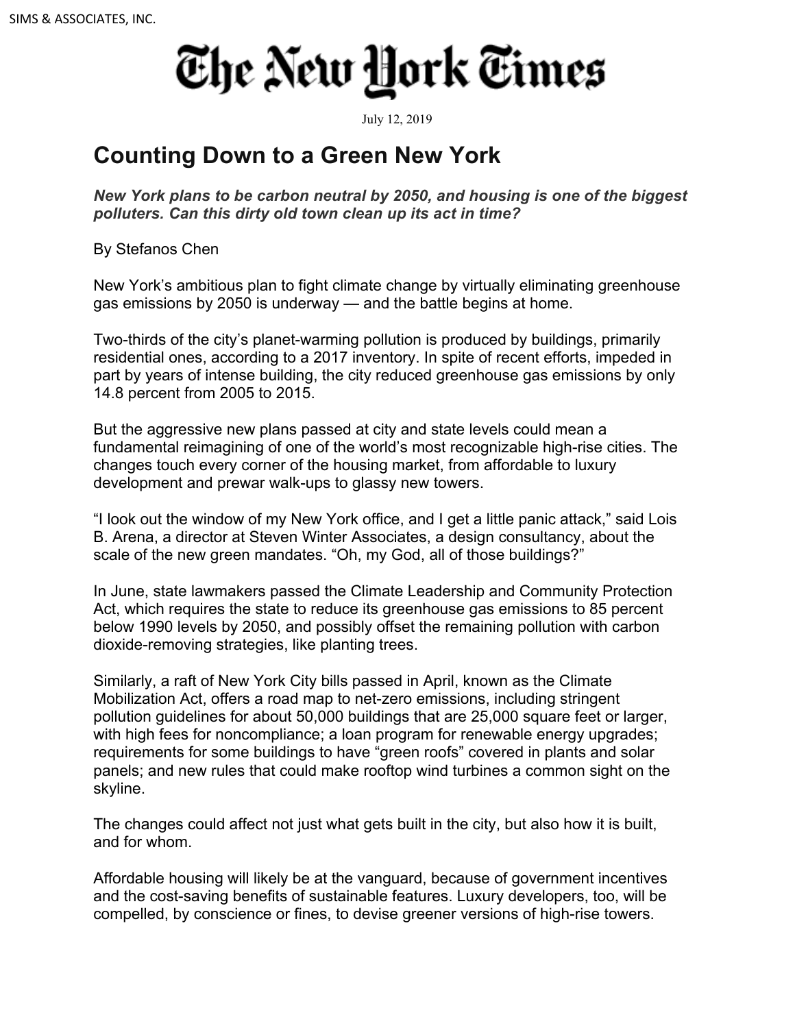The New York Times

July 12, 2019

# Counting Down to a Green New York

***New York plans to be carbon neutral by 2050, and housing is one of the biggest polluters. Can this dirty old town clean up its act in time?***

By Stefanos Chen

New York's ambitious plan to fight climate change by virtually eliminating greenhouse gas emissions by 2050 is underway — and the battle begins at home.

Two-thirds of the city's planet-warming pollution is produced by buildings, primarily residential ones, according to a 2017 inventory. In spite of recent efforts, impeded in part by years of intense building, the city reduced greenhouse gas emissions by only 14.8 percent from 2005 to 2015.

But the aggressive new plans passed at city and state levels could mean a fundamental reimagining of one of the world's most recognizable high-rise cities. The changes touch every corner of the housing market, from affordable to luxury development and prewar walk-ups to glassy new towers.

"I look out the window of my New York office, and I get a little panic attack," said Lois B. Arena, a director at Steven Winter Associates, a design consultancy, about the scale of the new green mandates. "Oh, my God, all of those buildings?"

In June, state lawmakers passed the Climate Leadership and Community Protection Act, which requires the state to reduce its greenhouse gas emissions to 85 percent below 1990 levels by 2050, and possibly offset the remaining pollution with carbon dioxide-removing strategies, like planting trees.

Similarly, a raft of New York City bills passed in April, known as the Climate Mobilization Act, offers a road map to net-zero emissions, including stringent pollution guidelines for about 50,000 buildings that are 25,000 square feet or larger, with high fees for noncompliance; a loan program for renewable energy upgrades; requirements for some buildings to have "green roofs" covered in plants and solar panels; and new rules that could make rooftop wind turbines a common sight on the skyline.

The changes could affect not just what gets built in the city, but also how it is built, and for whom.

Affordable housing will likely be at the vanguard, because of government incentives and the cost-saving benefits of sustainable features. Luxury developers, too, will be compelled, by conscience or fines, to devise greener versions of high-rise towers.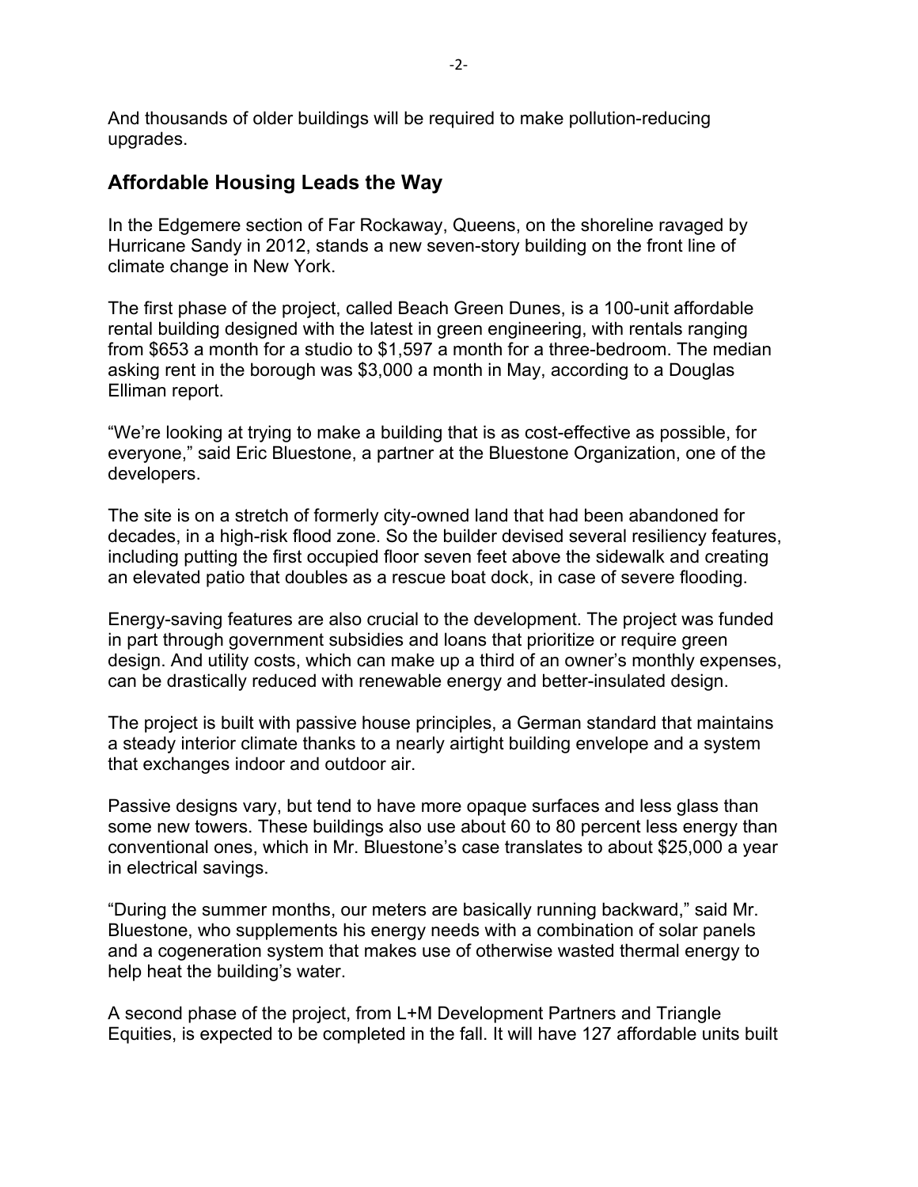And thousands of older buildings will be required to make pollution-reducing upgrades.

## Affordable Housing Leads the Way

In the Edgemere section of Far Rockaway, Queens, on the shoreline ravaged by Hurricane Sandy in 2012, stands a new seven-story building on the front line of climate change in New York.

The first phase of the project, called Beach Green Dunes, is a 100-unit affordable rental building designed with the latest in green engineering, with rentals ranging from $653 a month for a studio to $1,597 a month for a three-bedroom. The median asking rent in the borough was $3,000 a month in May, according to a Douglas Elliman report.

“We’re looking at trying to make a building that is as cost-effective as possible, for everyone,” said Eric Bluestone, a partner at the Bluestone Organization, one of the developers.

The site is on a stretch of formerly city-owned land that had been abandoned for decades, in a high-risk flood zone. So the builder devised several resiliency features, including putting the first occupied floor seven feet above the sidewalk and creating an elevated patio that doubles as a rescue boat dock, in case of severe flooding.

Energy-saving features are also crucial to the development. The project was funded in part through government subsidies and loans that prioritize or require green design. And utility costs, which can make up a third of an owner’s monthly expenses, can be drastically reduced with renewable energy and better-insulated design.

The project is built with passive house principles, a German standard that maintains a steady interior climate thanks to a nearly airtight building envelope and a system that exchanges indoor and outdoor air.

Passive designs vary, but tend to have more opaque surfaces and less glass than some new towers. These buildings also use about 60 to 80 percent less energy than conventional ones, which in Mr. Bluestone’s case translates to about $25,000 a year in electrical savings.

“During the summer months, our meters are basically running backward,” said Mr. Bluestone, who supplements his energy needs with a combination of solar panels and a cogeneration system that makes use of otherwise wasted thermal energy to help heat the building’s water.

A second phase of the project, from L+M Development Partners and Triangle Equities, is expected to be completed in the fall. It will have 127 affordable units built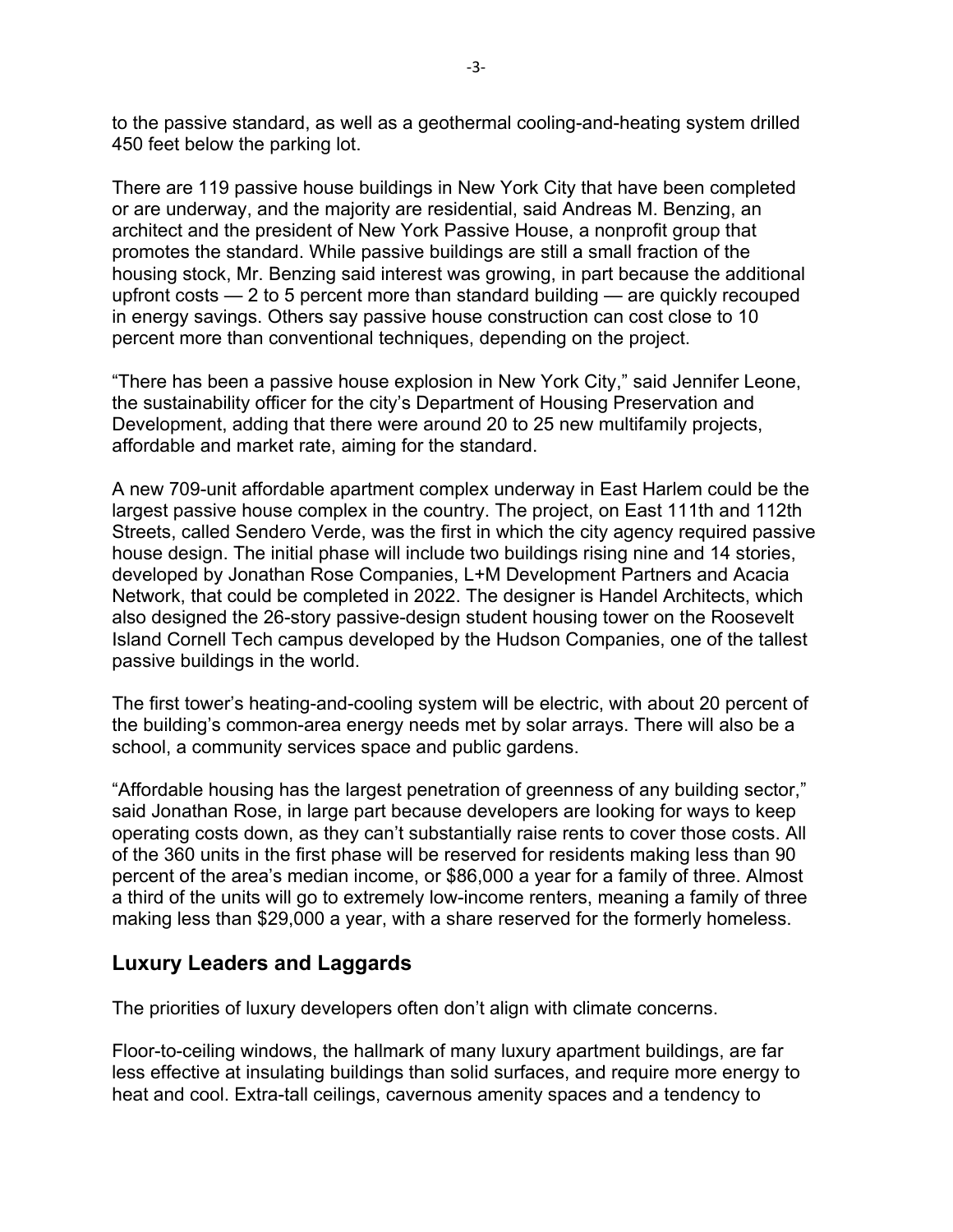to the passive standard, as well as a geothermal cooling-and-heating system drilled 450 feet below the parking lot.

There are 119 passive house buildings in New York City that have been completed or are underway, and the majority are residential, said Andreas M. Benzing, an architect and the president of New York Passive House, a nonprofit group that promotes the standard. While passive buildings are still a small fraction of the housing stock, Mr. Benzing said interest was growing, in part because the additional upfront costs — 2 to 5 percent more than standard building — are quickly recouped in energy savings. Others say passive house construction can cost close to 10 percent more than conventional techniques, depending on the project.

“There has been a passive house explosion in New York City,” said Jennifer Leone, the sustainability officer for the city’s Department of Housing Preservation and Development, adding that there were around 20 to 25 new multifamily projects, affordable and market rate, aiming for the standard.

A new 709-unit affordable apartment complex underway in East Harlem could be the largest passive house complex in the country. The project, on East 111th and 112th Streets, called Sendero Verde, was the first in which the city agency required passive house design. The initial phase will include two buildings rising nine and 14 stories, developed by Jonathan Rose Companies, L+M Development Partners and Acacia Network, that could be completed in 2022. The designer is Handel Architects, which also designed the 26-story passive-design student housing tower on the Roosevelt Island Cornell Tech campus developed by the Hudson Companies, one of the tallest passive buildings in the world.

The first tower’s heating-and-cooling system will be electric, with about 20 percent of the building’s common-area energy needs met by solar arrays. There will also be a school, a community services space and public gardens.

“Affordable housing has the largest penetration of greenness of any building sector,” said Jonathan Rose, in large part because developers are looking for ways to keep operating costs down, as they can’t substantially raise rents to cover those costs. All of the 360 units in the first phase will be reserved for residents making less than 90 percent of the area’s median income, or $86,000 a year for a family of three. Almost a third of the units will go to extremely low-income renters, meaning a family of three making less than $29,000 a year, with a share reserved for the formerly homeless.

## Luxury Leaders and Laggards

The priorities of luxury developers often don’t align with climate concerns.

Floor-to-ceiling windows, the hallmark of many luxury apartment buildings, are far less effective at insulating buildings than solid surfaces, and require more energy to heat and cool. Extra-tall ceilings, cavernous amenity spaces and a tendency to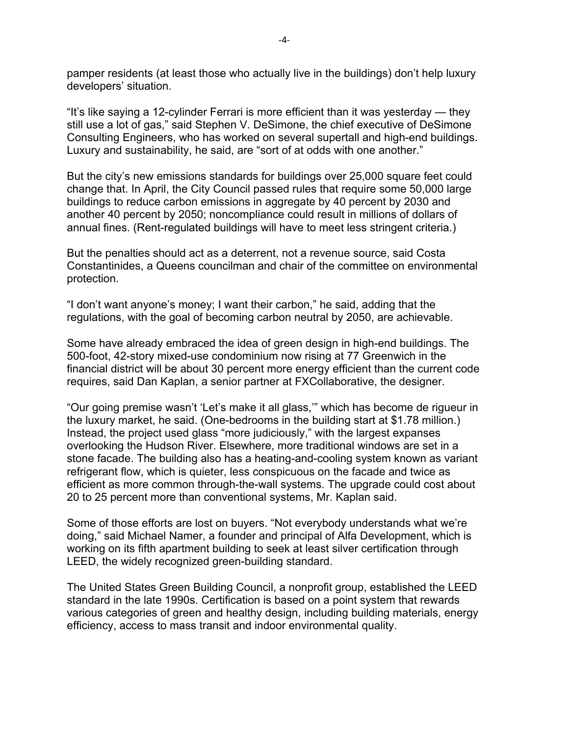pamper residents (at least those who actually live in the buildings) don’t help luxury developers’ situation.

“It’s like saying a 12-cylinder Ferrari is more efficient than it was yesterday — they still use a lot of gas,” said Stephen V. DeSimone, the chief executive of DeSimone Consulting Engineers, who has worked on several supertall and high-end buildings. Luxury and sustainability, he said, are “sort of at odds with one another.”

But the city’s new emissions standards for buildings over 25,000 square feet could change that. In April, the City Council passed rules that require some 50,000 large buildings to reduce carbon emissions in aggregate by 40 percent by 2030 and another 40 percent by 2050; noncompliance could result in millions of dollars of annual fines. (Rent-regulated buildings will have to meet less stringent criteria.)

But the penalties should act as a deterrent, not a revenue source, said Costa Constantinides, a Queens councilman and chair of the committee on environmental protection.

“I don’t want anyone’s money; I want their carbon,” he said, adding that the regulations, with the goal of becoming carbon neutral by 2050, are achievable.

Some have already embraced the idea of green design in high-end buildings. The 500-foot, 42-story mixed-use condominium now rising at 77 Greenwich in the financial district will be about 30 percent more energy efficient than the current code requires, said Dan Kaplan, a senior partner at FXCollaborative, the designer.

“Our going premise wasn’t ‘Let’s make it all glass,’” which has become de rigueur in the luxury market, he said. (One-bedrooms in the building start at $1.78 million.) Instead, the project used glass “more judiciously,” with the largest expanses overlooking the Hudson River. Elsewhere, more traditional windows are set in a stone facade. The building also has a heating-and-cooling system known as variant refrigerant flow, which is quieter, less conspicuous on the facade and twice as efficient as more common through-the-wall systems. The upgrade could cost about 20 to 25 percent more than conventional systems, Mr. Kaplan said.

Some of those efforts are lost on buyers. “Not everybody understands what we’re doing,” said Michael Namer, a founder and principal of Alfa Development, which is working on its fifth apartment building to seek at least silver certification through LEED, the widely recognized green-building standard.

The United States Green Building Council, a nonprofit group, established the LEED standard in the late 1990s. Certification is based on a point system that rewards various categories of green and healthy design, including building materials, energy efficiency, access to mass transit and indoor environmental quality.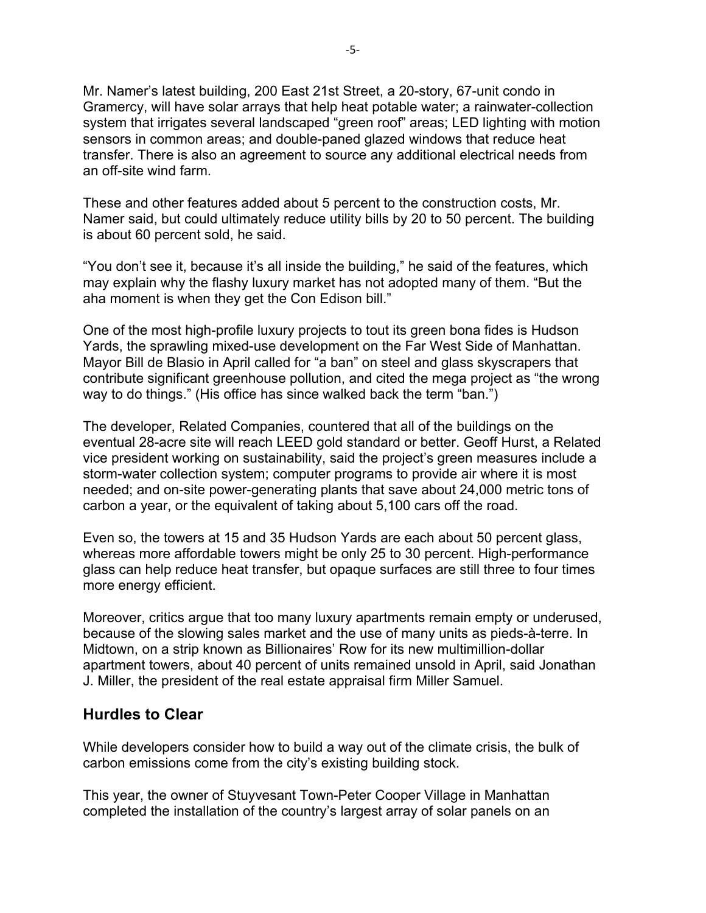Mr. Namer's latest building, 200 East 21st Street, a 20-story, 67-unit condo in Gramercy, will have solar arrays that help heat potable water; a rainwater-collection system that irrigates several landscaped "green roof" areas; LED lighting with motion sensors in common areas; and double-paned glazed windows that reduce heat transfer. There is also an agreement to source any additional electrical needs from an off-site wind farm.

These and other features added about 5 percent to the construction costs, Mr. Namer said, but could ultimately reduce utility bills by 20 to 50 percent. The building is about 60 percent sold, he said.

"You don't see it, because it's all inside the building," he said of the features, which may explain why the flashy luxury market has not adopted many of them. "But the aha moment is when they get the Con Edison bill."

One of the most high-profile luxury projects to tout its green bona fides is Hudson Yards, the sprawling mixed-use development on the Far West Side of Manhattan. Mayor Bill de Blasio in April called for "a ban" on steel and glass skyscrapers that contribute significant greenhouse pollution, and cited the mega project as "the wrong way to do things." (His office has since walked back the term "ban.")

The developer, Related Companies, countered that all of the buildings on the eventual 28-acre site will reach LEED gold standard or better. Geoff Hurst, a Related vice president working on sustainability, said the project's green measures include a storm-water collection system; computer programs to provide air where it is most needed; and on-site power-generating plants that save about 24,000 metric tons of carbon a year, or the equivalent of taking about 5,100 cars off the road.

Even so, the towers at 15 and 35 Hudson Yards are each about 50 percent glass, whereas more affordable towers might be only 25 to 30 percent. High-performance glass can help reduce heat transfer, but opaque surfaces are still three to four times more energy efficient.

Moreover, critics argue that too many luxury apartments remain empty or underused, because of the slowing sales market and the use of many units as pieds-à-terre. In Midtown, on a strip known as Billionaires' Row for its new multimillion-dollar apartment towers, about 40 percent of units remained unsold in April, said Jonathan J. Miller, the president of the real estate appraisal firm Miller Samuel.

## Hurdles to Clear

While developers consider how to build a way out of the climate crisis, the bulk of carbon emissions come from the city's existing building stock.

This year, the owner of Stuyvesant Town-Peter Cooper Village in Manhattan completed the installation of the country's largest array of solar panels on an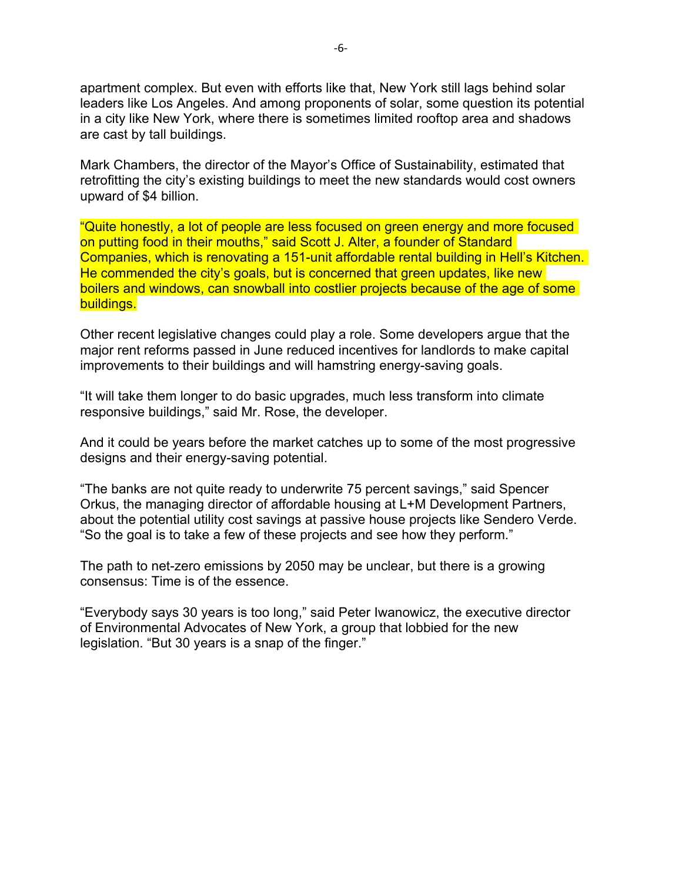apartment complex. But even with efforts like that, New York still lags behind solar leaders like Los Angeles. And among proponents of solar, some question its potential in a city like New York, where there is sometimes limited rooftop area and shadows are cast by tall buildings.

Mark Chambers, the director of the Mayor's Office of Sustainability, estimated that retrofitting the city's existing buildings to meet the new standards would cost owners upward of $4 billion.

"Quite honestly, a lot of people are less focused on green energy and more focused on putting food in their mouths," said Scott J. Alter, a founder of Standard Companies, which is renovating a 151-unit affordable rental building in Hell's Kitchen. He commended the city's goals, but is concerned that green updates, like new boilers and windows, can snowball into costlier projects because of the age of some buildings.

Other recent legislative changes could play a role. Some developers argue that the major rent reforms passed in June reduced incentives for landlords to make capital improvements to their buildings and will hamstring energy-saving goals.

"It will take them longer to do basic upgrades, much less transform into climate responsive buildings," said Mr. Rose, the developer.

And it could be years before the market catches up to some of the most progressive designs and their energy-saving potential.

"The banks are not quite ready to underwrite 75 percent savings," said Spencer Orkus, the managing director of affordable housing at L+M Development Partners, about the potential utility cost savings at passive house projects like Sendero Verde. "So the goal is to take a few of these projects and see how they perform."

The path to net-zero emissions by 2050 may be unclear, but there is a growing consensus: Time is of the essence.

"Everybody says 30 years is too long," said Peter Iwanowicz, the executive director of Environmental Advocates of New York, a group that lobbied for the new legislation. "But 30 years is a snap of the finger."